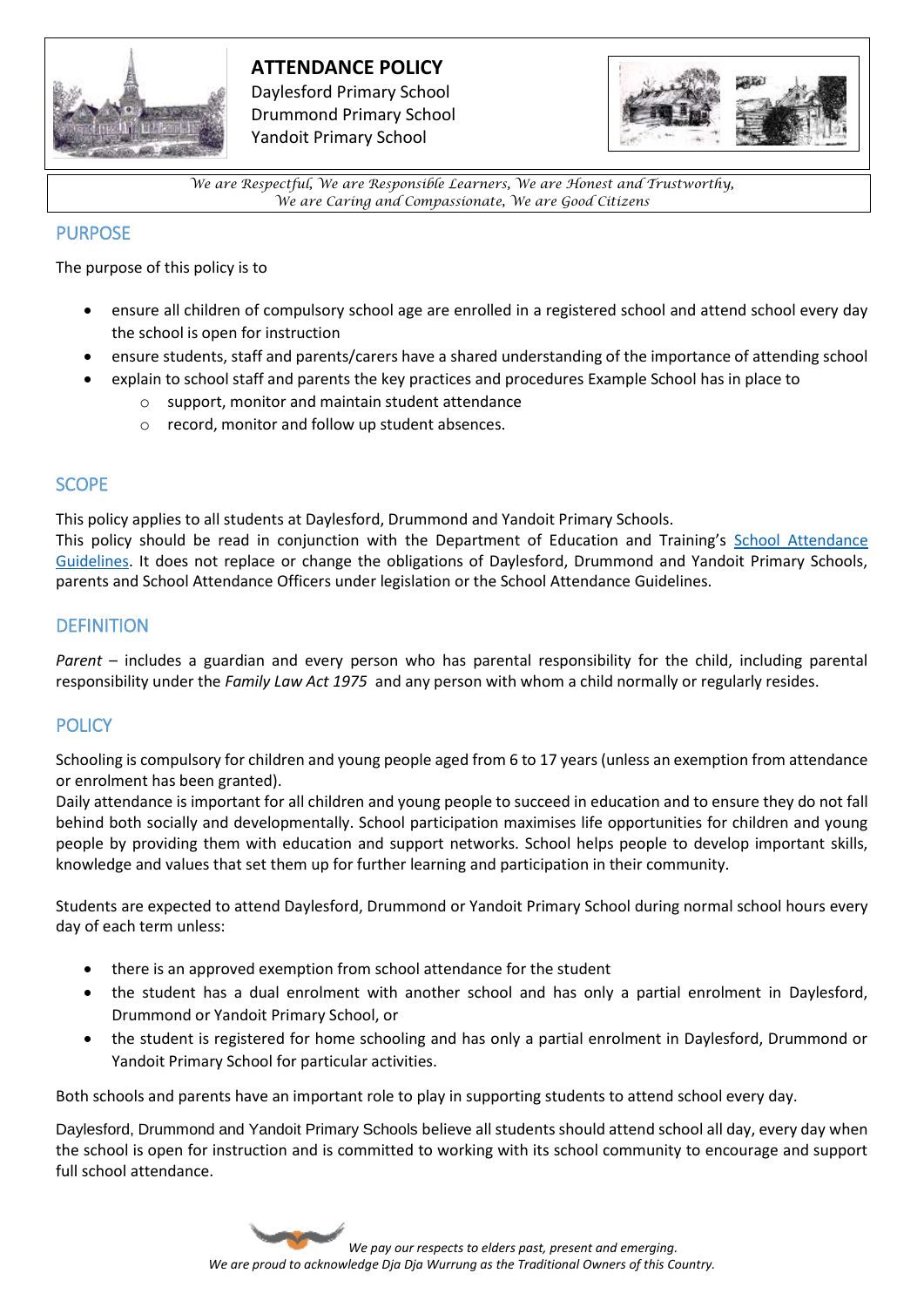# ATTENDANCE POLICY

Daylesford Primary School
Drummond Primary School
Yandoit Primary School

*We are Respectful, We are Responsible Learners, We are Honest and Trustworthy, We are Caring and Compassionate, We are Good Citizens*

## PURPOSE

The purpose of this policy is to

- ensure all children of compulsory school age are enrolled in a registered school and attend school every day the school is open for instruction
- ensure students, staff and parents/carers have a shared understanding of the importance of attending school
- explain to school staff and parents the key practices and procedures Example School has in place to
  - support, monitor and maintain student attendance
  - record, monitor and follow up student absences.

## SCOPE

This policy applies to all students at Daylesford, Drummond and Yandoit Primary Schools.
This policy should be read in conjunction with the Department of Education and Training's School Attendance Guidelines. It does not replace or change the obligations of Daylesford, Drummond and Yandoit Primary Schools, parents and School Attendance Officers under legislation or the School Attendance Guidelines.

## DEFINITION

*Parent* – includes a guardian and every person who has parental responsibility for the child, including parental responsibility under the *Family Law Act 1975* and any person with whom a child normally or regularly resides.

## POLICY

Schooling is compulsory for children and young people aged from 6 to 17 years (unless an exemption from attendance or enrolment has been granted).
Daily attendance is important for all children and young people to succeed in education and to ensure they do not fall behind both socially and developmentally. School participation maximises life opportunities for children and young people by providing them with education and support networks. School helps people to develop important skills, knowledge and values that set them up for further learning and participation in their community.

Students are expected to attend Daylesford, Drummond or Yandoit Primary School during normal school hours every day of each term unless:

- there is an approved exemption from school attendance for the student
- the student has a dual enrolment with another school and has only a partial enrolment in Daylesford, Drummond or Yandoit Primary School, or
- the student is registered for home schooling and has only a partial enrolment in Daylesford, Drummond or Yandoit Primary School for particular activities.

Both schools and parents have an important role to play in supporting students to attend school every day.

Daylesford, Drummond and Yandoit Primary Schools believe all students should attend school all day, every day when the school is open for instruction and is committed to working with its school community to encourage and support full school attendance.

*We pay our respects to elders past, present and emerging.*
*We are proud to acknowledge Dja Dja Wurrung as the Traditional Owners of this Country.*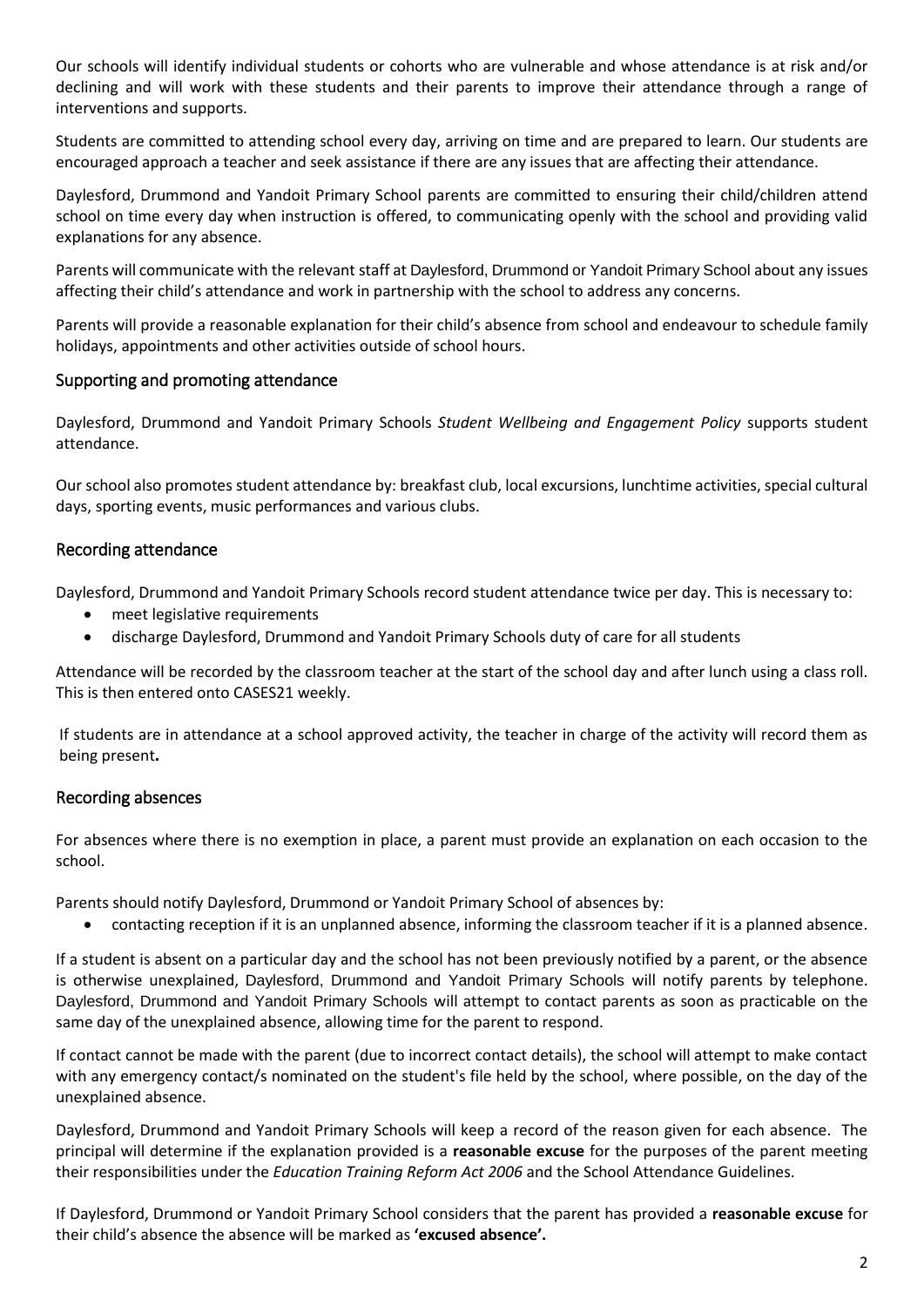Our schools will identify individual students or cohorts who are vulnerable and whose attendance is at risk and/or declining and will work with these students and their parents to improve their attendance through a range of interventions and supports.

Students are committed to attending school every day, arriving on time and are prepared to learn. Our students are encouraged approach a teacher and seek assistance if there are any issues that are affecting their attendance.

Daylesford, Drummond and Yandoit Primary School parents are committed to ensuring their child/children attend school on time every day when instruction is offered, to communicating openly with the school and providing valid explanations for any absence.

Parents will communicate with the relevant staff at Daylesford, Drummond or Yandoit Primary School about any issues affecting their child's attendance and work in partnership with the school to address any concerns.

Parents will provide a reasonable explanation for their child's absence from school and endeavour to schedule family holidays, appointments and other activities outside of school hours.

## Supporting and promoting attendance

Daylesford, Drummond and Yandoit Primary Schools *Student Wellbeing and Engagement Policy* supports student attendance.

Our school also promotes student attendance by: breakfast club, local excursions, lunchtime activities, special cultural days, sporting events, music performances and various clubs.

## Recording attendance

Daylesford, Drummond and Yandoit Primary Schools record student attendance twice per day. This is necessary to:

- meet legislative requirements
- discharge Daylesford, Drummond and Yandoit Primary Schools duty of care for all students

Attendance will be recorded by the classroom teacher at the start of the school day and after lunch using a class roll. This is then entered onto CASES21 weekly.

If students are in attendance at a school approved activity, the teacher in charge of the activity will record them as being present**.**

## Recording absences

For absences where there is no exemption in place, a parent must provide an explanation on each occasion to the school.

Parents should notify Daylesford, Drummond or Yandoit Primary School of absences by:

- contacting reception if it is an unplanned absence, informing the classroom teacher if it is a planned absence.

If a student is absent on a particular day and the school has not been previously notified by a parent, or the absence is otherwise unexplained, Daylesford, Drummond and Yandoit Primary Schools will notify parents by telephone. Daylesford, Drummond and Yandoit Primary Schools will attempt to contact parents as soon as practicable on the same day of the unexplained absence, allowing time for the parent to respond.

If contact cannot be made with the parent (due to incorrect contact details), the school will attempt to make contact with any emergency contact/s nominated on the student's file held by the school, where possible, on the day of the unexplained absence.

Daylesford, Drummond and Yandoit Primary Schools will keep a record of the reason given for each absence. The principal will determine if the explanation provided is a **reasonable excuse** for the purposes of the parent meeting their responsibilities under the *Education Training Reform Act 2006* and the School Attendance Guidelines.

If Daylesford, Drummond or Yandoit Primary School considers that the parent has provided a **reasonable excuse** for their child's absence the absence will be marked as **'excused absence'.**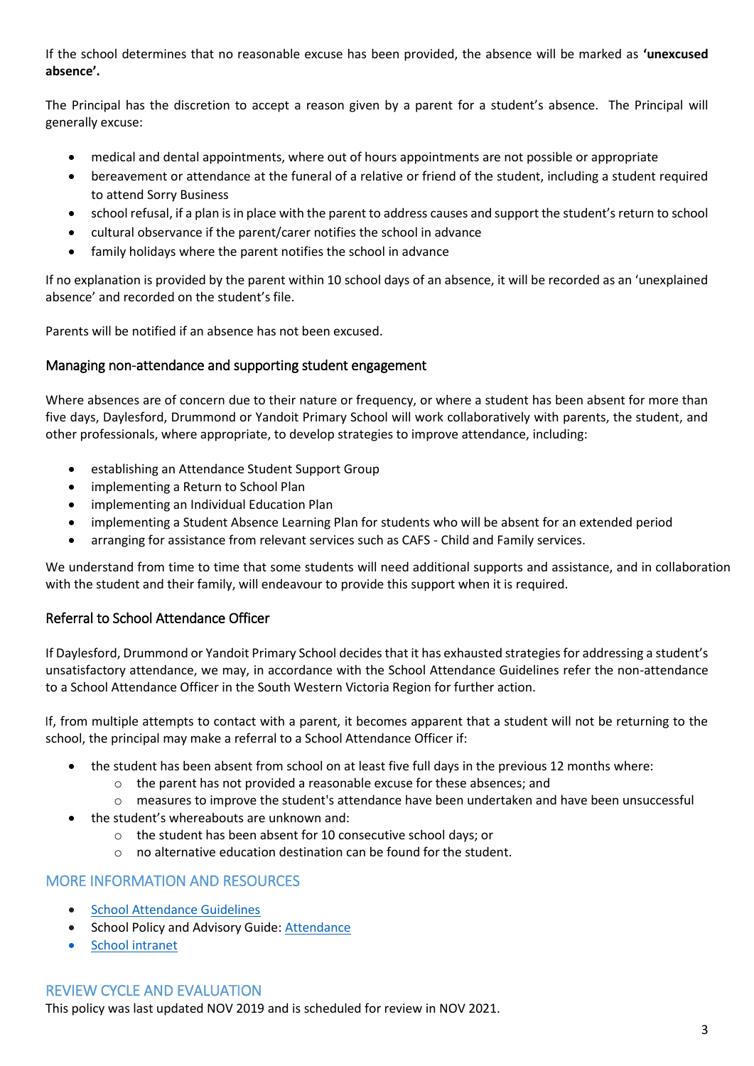If the school determines that no reasonable excuse has been provided, the absence will be marked as **'unexcused absence'.**

The Principal has the discretion to accept a reason given by a parent for a student's absence. The Principal will generally excuse:

- medical and dental appointments, where out of hours appointments are not possible or appropriate
- bereavement or attendance at the funeral of a relative or friend of the student, including a student required to attend Sorry Business
- school refusal, if a plan is in place with the parent to address causes and support the student's return to school
- cultural observance if the parent/carer notifies the school in advance
- family holidays where the parent notifies the school in advance

If no explanation is provided by the parent within 10 school days of an absence, it will be recorded as an 'unexplained absence' and recorded on the student's file.

Parents will be notified if an absence has not been excused.

### Managing non-attendance and supporting student engagement

Where absences are of concern due to their nature or frequency, or where a student has been absent for more than five days, Daylesford, Drummond or Yandoit Primary School will work collaboratively with parents, the student, and other professionals, where appropriate, to develop strategies to improve attendance, including:

- establishing an Attendance Student Support Group
- implementing a Return to School Plan
- implementing an Individual Education Plan
- implementing a Student Absence Learning Plan for students who will be absent for an extended period
- arranging for assistance from relevant services such as CAFS - Child and Family services.

We understand from time to time that some students will need additional supports and assistance, and in collaboration with the student and their family, will endeavour to provide this support when it is required.

### Referral to School Attendance Officer

If Daylesford, Drummond or Yandoit Primary School decides that it has exhausted strategies for addressing a student's unsatisfactory attendance, we may, in accordance with the School Attendance Guidelines refer the non-attendance to a School Attendance Officer in the South Western Victoria Region for further action.

If, from multiple attempts to contact with a parent, it becomes apparent that a student will not be returning to the school, the principal may make a referral to a School Attendance Officer if:

- the student has been absent from school on at least five full days in the previous 12 months where:
  - the parent has not provided a reasonable excuse for these absences; and
  - measures to improve the student's attendance have been undertaken and have been unsuccessful
- the student's whereabouts are unknown and:
  - the student has been absent for 10 consecutive school days; or
  - no alternative education destination can be found for the student.

## MORE INFORMATION AND RESOURCES

- School Attendance Guidelines
- School Policy and Advisory Guide: Attendance
- School intranet

## REVIEW CYCLE AND EVALUATION

This policy was last updated NOV 2019 and is scheduled for review in NOV 2021.